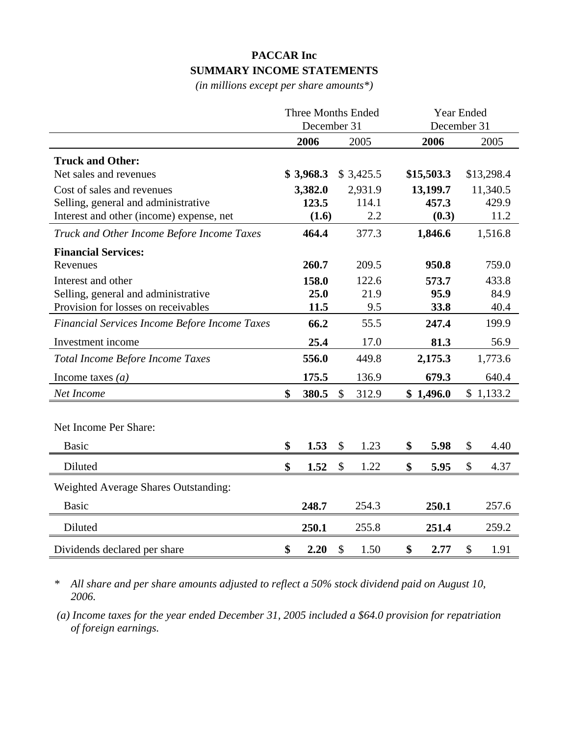# PACCAR Inc
## SUMMARY INCOME STATEMENTS
*(in millions except per share amounts*)*

| | Three Months Ended December 31 | | Year Ended December 31 | |
|---|---|---|---|---|
| | **2006** | 2005 | **2006** | 2005 |
| **Truck and Other:** | | | | |
| Net sales and revenues | **$ 3,968.3** | $ 3,425.5 | **$15,503.3** | $13,298.4 |
| Cost of sales and revenues | **3,382.0** | 2,931.9 | **13,199.7** | 11,340.5 |
| Selling, general and administrative | **123.5** | 114.1 | **457.3** | 429.9 |
| Interest and other (income) expense, net | **(1.6)** | 2.2 | **(0.3)** | 11.2 |
| *Truck and Other Income Before Income Taxes* | **464.4** | 377.3 | **1,846.6** | 1,516.8 |
| **Financial Services:** | | | | |
| Revenues | **260.7** | 209.5 | **950.8** | 759.0 |
| Interest and other | **158.0** | 122.6 | **573.7** | 433.8 |
| Selling, general and administrative | **25.0** | 21.9 | **95.9** | 84.9 |
| Provision for losses on receivables | **11.5** | 9.5 | **33.8** | 40.4 |
| *Financial Services Income Before Income Taxes* | **66.2** | 55.5 | **247.4** | 199.9 |
| Investment income | **25.4** | 17.0 | **81.3** | 56.9 |
| *Total Income Before Income Taxes* | **556.0** | 449.8 | **2,175.3** | 1,773.6 |
| Income taxes *(a)* | **175.5** | 136.9 | **679.3** | 640.4 |
| *Net Income* | **$ 380.5** | $ 312.9 | **$ 1,496.0** | $ 1,133.2 |
| Net Income Per Share: | | | | |
| Basic | **$ 1.53** | $ 1.23 | **$ 5.98** | $ 4.40 |
| Diluted | **$ 1.52** | $ 1.22 | **$ 5.95** | $ 4.37 |
| Weighted Average Shares Outstanding: | | | | |
| Basic | **248.7** | 254.3 | **250.1** | 257.6 |
| Diluted | **250.1** | 255.8 | **251.4** | 259.2 |
| Dividends declared per share | **$ 2.20** | $ 1.50 | **$ 2.77** | $ 1.91 |

\* *All share and per share amounts adjusted to reflect a 50% stock dividend paid on August 10, 2006.*

*(a) Income taxes for the year ended December 31, 2005 included a $64.0 provision for repatriation of foreign earnings.*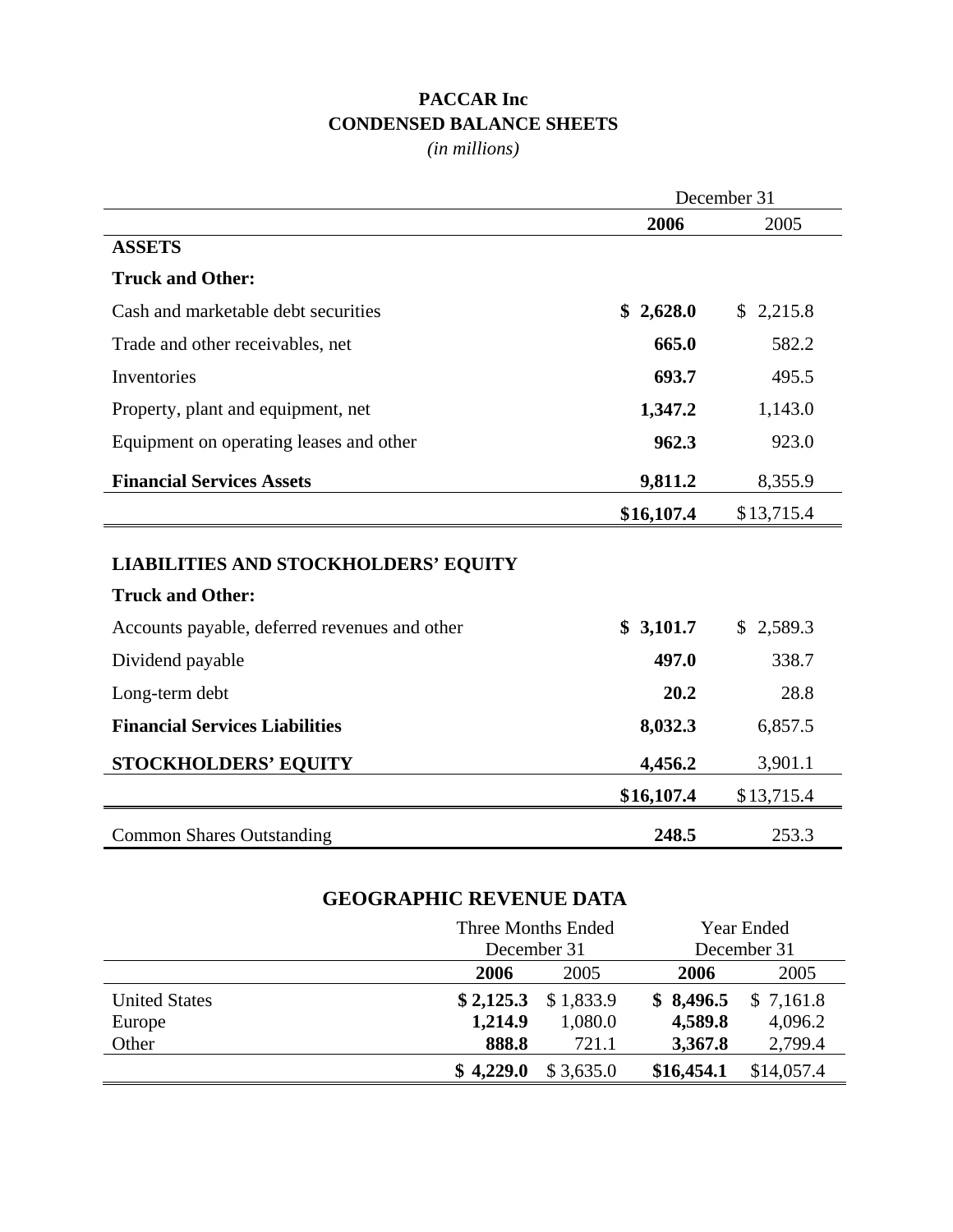# PACCAR Inc
## CONDENSED BALANCE SHEETS
*(in millions)*

| | December 31 | |
|---|---|---|
| | **2006** | 2005 |
| **ASSETS** | | |
| **Truck and Other:** | | |
| Cash and marketable debt securities | **$ 2,628.0** | $ 2,215.8 |
| Trade and other receivables, net | **665.0** | 582.2 |
| Inventories | **693.7** | 495.5 |
| Property, plant and equipment, net | **1,347.2** | 1,143.0 |
| Equipment on operating leases and other | **962.3** | 923.0 |
| **Financial Services Assets** | **9,811.2** | 8,355.9 |
| | **$16,107.4** | $13,715.4 |
| **LIABILITIES AND STOCKHOLDERS' EQUITY** | | |
| **Truck and Other:** | | |
| Accounts payable, deferred revenues and other | **$ 3,101.7** | $ 2,589.3 |
| Dividend payable | **497.0** | 338.7 |
| Long-term debt | **20.2** | 28.8 |
| **Financial Services Liabilities** | **8,032.3** | 6,857.5 |
| **STOCKHOLDERS' EQUITY** | **4,456.2** | 3,901.1 |
| | **$16,107.4** | $13,715.4 |
| Common Shares Outstanding | **248.5** | 253.3 |

## GEOGRAPHIC REVENUE DATA

| | Three Months Ended December 31 | | Year Ended December 31 | |
|---|---|---|---|---|
| | **2006** | 2005 | **2006** | 2005 |
| United States | **$ 2,125.3** | $ 1,833.9 | **$ 8,496.5** | $ 7,161.8 |
| Europe | **1,214.9** | 1,080.0 | **4,589.8** | 4,096.2 |
| Other | **888.8** | 721.1 | **3,367.8** | 2,799.4 |
| | **$ 4,229.0** | $ 3,635.0 | **$16,454.1** | $14,057.4 |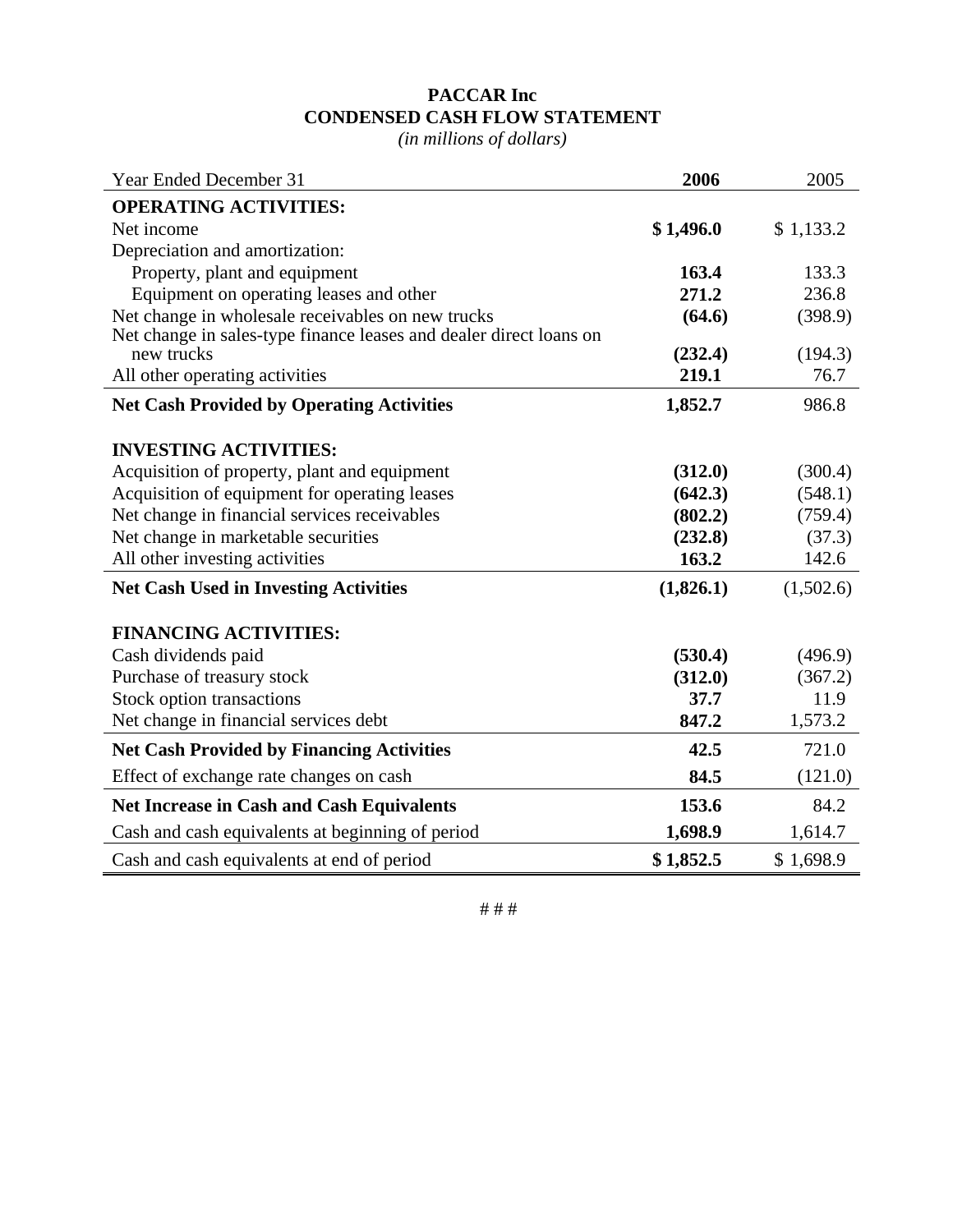**PACCAR Inc**
**CONDENSED CASH FLOW STATEMENT**
*(in millions of dollars)*

| Year Ended December 31 | **2006** | 2005 |
|---|---|---|
| **OPERATING ACTIVITIES:** | | |
| Net income | **$ 1,496.0** | $ 1,133.2 |
| Depreciation and amortization: | | |
| Property, plant and equipment | **163.4** | 133.3 |
| Equipment on operating leases and other | **271.2** | 236.8 |
| Net change in wholesale receivables on new trucks | **(64.6)** | (398.9) |
| Net change in sales-type finance leases and dealer direct loans on new trucks | **(232.4)** | (194.3) |
| All other operating activities | **219.1** | 76.7 |
| **Net Cash Provided by Operating Activities** | **1,852.7** | 986.8 |
| **INVESTING ACTIVITIES:** | | |
| Acquisition of property, plant and equipment | **(312.0)** | (300.4) |
| Acquisition of equipment for operating leases | **(642.3)** | (548.1) |
| Net change in financial services receivables | **(802.2)** | (759.4) |
| Net change in marketable securities | **(232.8)** | (37.3) |
| All other investing activities | **163.2** | 142.6 |
| **Net Cash Used in Investing Activities** | **(1,826.1)** | (1,502.6) |
| **FINANCING ACTIVITIES:** | | |
| Cash dividends paid | **(530.4)** | (496.9) |
| Purchase of treasury stock | **(312.0)** | (367.2) |
| Stock option transactions | **37.7** | 11.9 |
| Net change in financial services debt | **847.2** | 1,573.2 |
| **Net Cash Provided by Financing Activities** | **42.5** | 721.0 |
| Effect of exchange rate changes on cash | **84.5** | (121.0) |
| **Net Increase in Cash and Cash Equivalents** | **153.6** | 84.2 |
| Cash and cash equivalents at beginning of period | **1,698.9** | 1,614.7 |
| Cash and cash equivalents at end of period | **$ 1,852.5** | $ 1,698.9 |

# # #